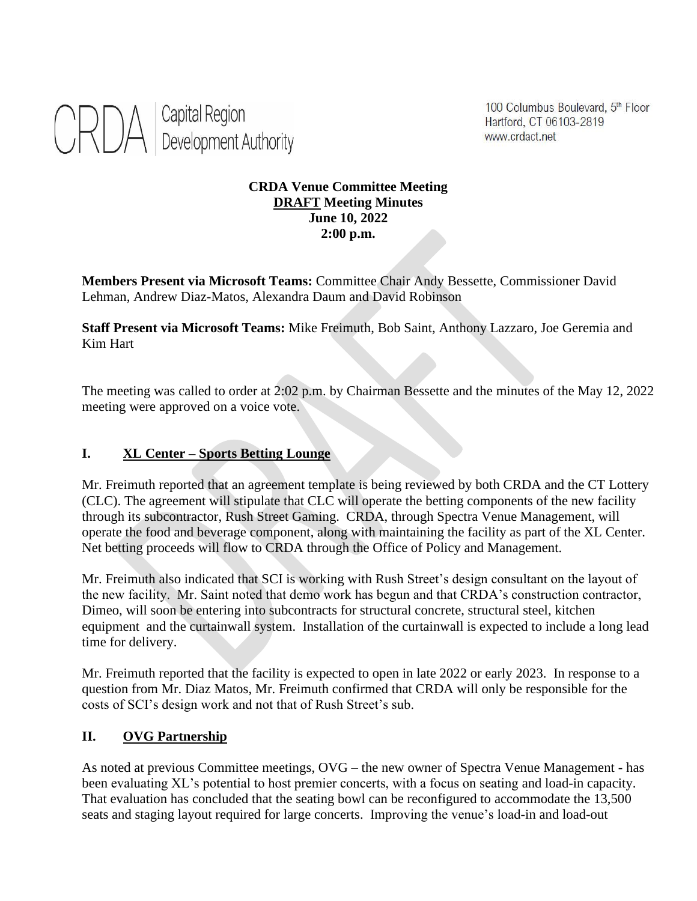CRDA | Capital Region Development Authority

100 Columbus Boulevard, 5th Floor
Hartford, CT 06103-2819
www.crdact.net

**CRDA Venue Committee Meeting**
**DRAFT Meeting Minutes**
**June 10, 2022**
**2:00 p.m.**

**Members Present via Microsoft Teams:** Committee Chair Andy Bessette, Commissioner David Lehman, Andrew Diaz-Matos, Alexandra Daum and David Robinson

**Staff Present via Microsoft Teams:** Mike Freimuth, Bob Saint, Anthony Lazzaro, Joe Geremia and Kim Hart

The meeting was called to order at 2:02 p.m. by Chairman Bessette and the minutes of the May 12, 2022 meeting were approved on a voice vote.

## I. XL Center – Sports Betting Lounge

Mr. Freimuth reported that an agreement template is being reviewed by both CRDA and the CT Lottery (CLC). The agreement will stipulate that CLC will operate the betting components of the new facility through its subcontractor, Rush Street Gaming. CRDA, through Spectra Venue Management, will operate the food and beverage component, along with maintaining the facility as part of the XL Center. Net betting proceeds will flow to CRDA through the Office of Policy and Management.

Mr. Freimuth also indicated that SCI is working with Rush Street's design consultant on the layout of the new facility. Mr. Saint noted that demo work has begun and that CRDA's construction contractor, Dimeo, will soon be entering into subcontracts for structural concrete, structural steel, kitchen equipment and the curtainwall system. Installation of the curtainwall is expected to include a long lead time for delivery.

Mr. Freimuth reported that the facility is expected to open in late 2022 or early 2023. In response to a question from Mr. Diaz Matos, Mr. Freimuth confirmed that CRDA will only be responsible for the costs of SCI's design work and not that of Rush Street's sub.

## II. OVG Partnership

As noted at previous Committee meetings, OVG – the new owner of Spectra Venue Management - has been evaluating XL's potential to host premier concerts, with a focus on seating and load-in capacity. That evaluation has concluded that the seating bowl can be reconfigured to accommodate the 13,500 seats and staging layout required for large concerts. Improving the venue's load-in and load-out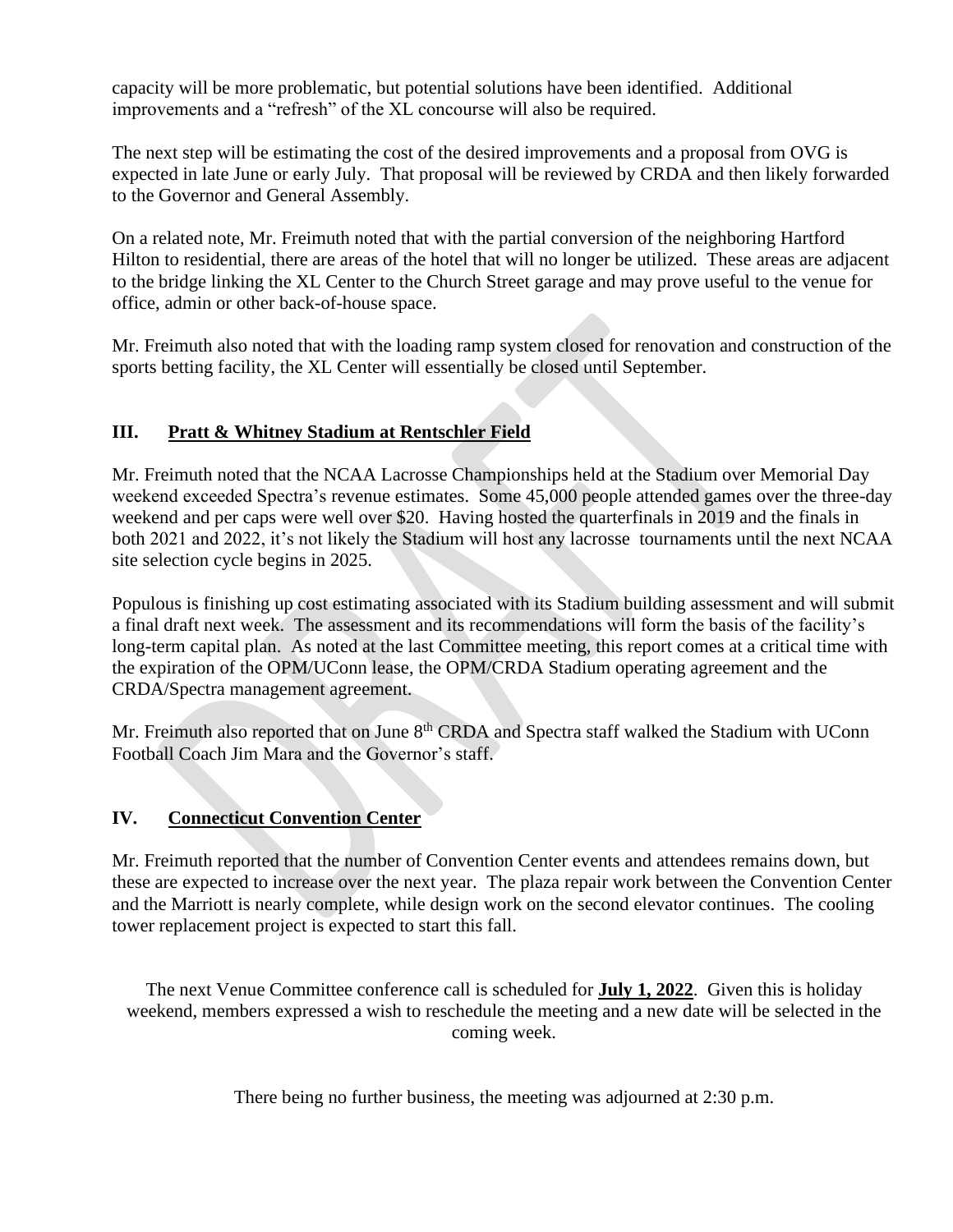capacity will be more problematic, but potential solutions have been identified. Additional improvements and a "refresh" of the XL concourse will also be required.

The next step will be estimating the cost of the desired improvements and a proposal from OVG is expected in late June or early July. That proposal will be reviewed by CRDA and then likely forwarded to the Governor and General Assembly.

On a related note, Mr. Freimuth noted that with the partial conversion of the neighboring Hartford Hilton to residential, there are areas of the hotel that will no longer be utilized. These areas are adjacent to the bridge linking the XL Center to the Church Street garage and may prove useful to the venue for office, admin or other back-of-house space.

Mr. Freimuth also noted that with the loading ramp system closed for renovation and construction of the sports betting facility, the XL Center will essentially be closed until September.

## III. <u>Pratt & Whitney Stadium at Rentschler Field</u>

Mr. Freimuth noted that the NCAA Lacrosse Championships held at the Stadium over Memorial Day weekend exceeded Spectra's revenue estimates. Some 45,000 people attended games over the three-day weekend and per caps were well over $20. Having hosted the quarterfinals in 2019 and the finals in both 2021 and 2022, it's not likely the Stadium will host any lacrosse tournaments until the next NCAA site selection cycle begins in 2025.

Populous is finishing up cost estimating associated with its Stadium building assessment and will submit a final draft next week. The assessment and its recommendations will form the basis of the facility's long-term capital plan. As noted at the last Committee meeting, this report comes at a critical time with the expiration of the OPM/UConn lease, the OPM/CRDA Stadium operating agreement and the CRDA/Spectra management agreement.

Mr. Freimuth also reported that on June 8th CRDA and Spectra staff walked the Stadium with UConn Football Coach Jim Mara and the Governor's staff.

## IV. <u>Connecticut Convention Center</u>

Mr. Freimuth reported that the number of Convention Center events and attendees remains down, but these are expected to increase over the next year. The plaza repair work between the Convention Center and the Marriott is nearly complete, while design work on the second elevator continues. The cooling tower replacement project is expected to start this fall.

The next Venue Committee conference call is scheduled for **<u>July 1, 2022</u>**. Given this is holiday weekend, members expressed a wish to reschedule the meeting and a new date will be selected in the coming week.

There being no further business, the meeting was adjourned at 2:30 p.m.